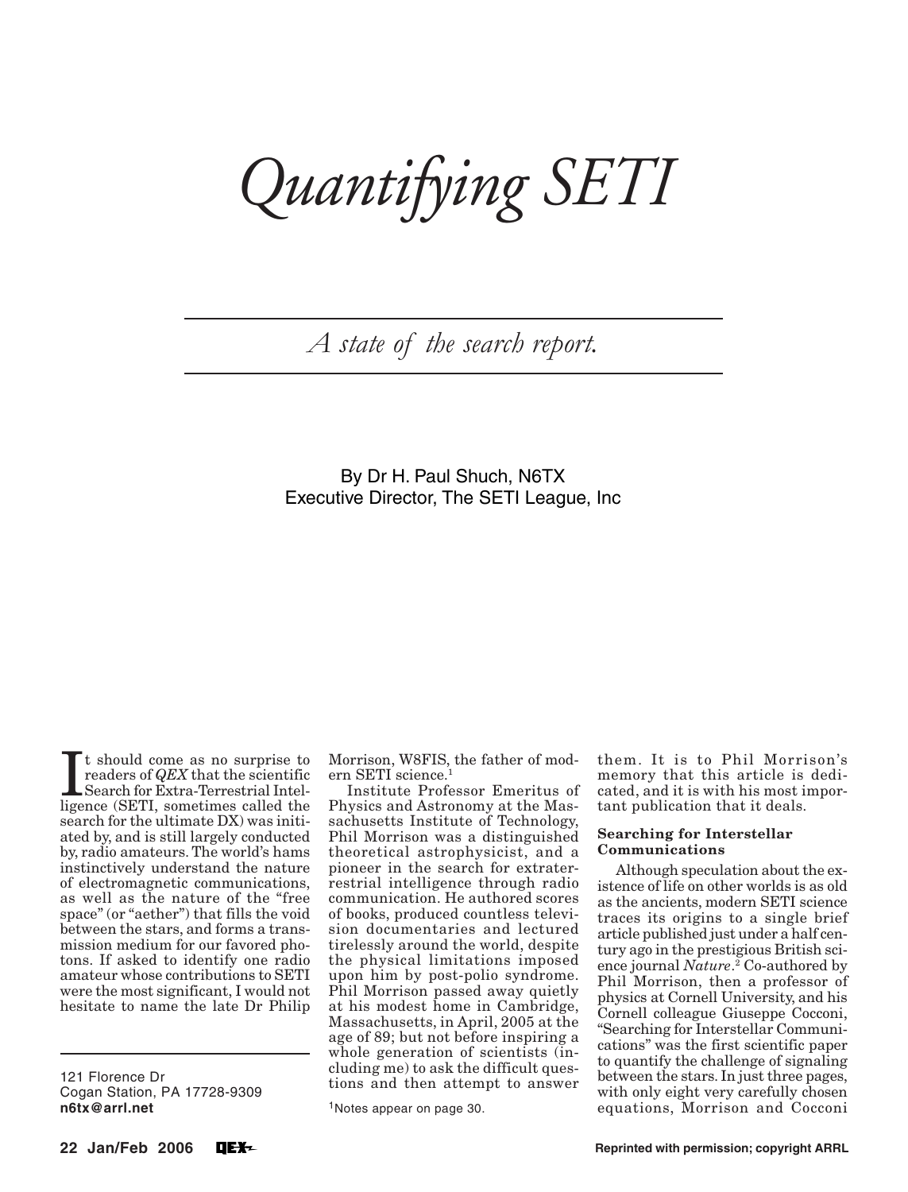# *Quantifying SETI*

*A state of the search report.*

By Dr H. Paul Shuch, N6TX
Executive Director, The SETI League, Inc

121 Florence Dr
Cogan Station, PA 17728-9309
**n6tx@arrl.net**

It should come as no surprise to readers of *QEX* that the scientific Search for Extra-Terrestrial Intelligence (SETI, sometimes called the search for the ultimate DX) was initiated by, and is still largely conducted by, radio amateurs. The world's hams instinctively understand the nature of electromagnetic communications, as well as the nature of the "free space" (or "aether") that fills the void between the stars, and forms a transmission medium for our favored photons. If asked to identify one radio amateur whose contributions to SETI were the most significant, I would not hesitate to name the late Dr Philip Morrison, W8FIS, the father of modern SETI science.[1]

Institute Professor Emeritus of Physics and Astronomy at the Massachusetts Institute of Technology, Phil Morrison was a distinguished theoretical astrophysicist, and a pioneer in the search for extraterrestrial intelligence through radio communication. He authored scores of books, produced countless television documentaries and lectured tirelessly around the world, despite the physical limitations imposed upon him by post-polio syndrome. Phil Morrison passed away quietly at his modest home in Cambridge, Massachusetts, in April, 2005 at the age of 89; but not before inspiring a whole generation of scientists (including me) to ask the difficult questions and then attempt to answer them. It is to Phil Morrison's memory that this article is dedicated, and it is with his most important publication that it deals.

[1]Notes appear on page 30.

### Searching for Interstellar Communications

Although speculation about the existence of life on other worlds is as old as the ancients, modern SETI science traces its origins to a single brief article published just under a half century ago in the prestigious British science journal *Nature*.[2] Co-authored by Phil Morrison, then a professor of physics at Cornell University, and his Cornell colleague Giuseppe Cocconi, "Searching for Interstellar Communications" was the first scientific paper to quantify the challenge of signaling between the stars. In just three pages, with only eight very carefully chosen equations, Morrison and Cocconi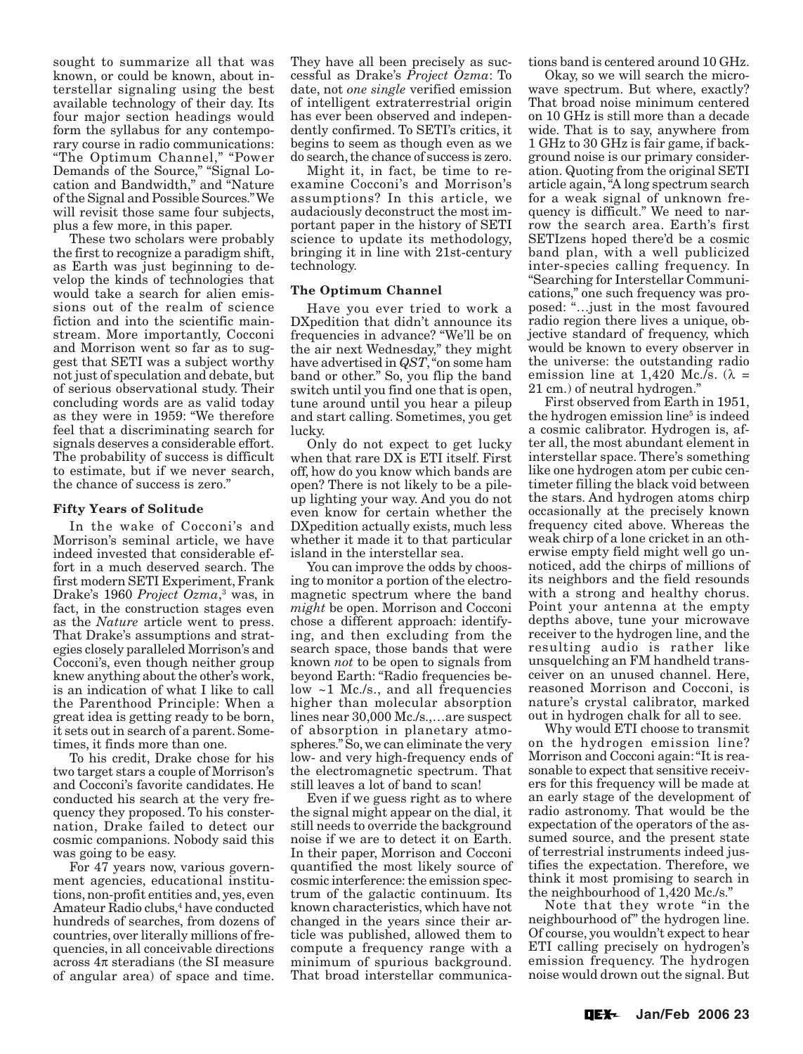sought to summarize all that was known, or could be known, about interstellar signaling using the best available technology of their day. Its four major section headings would form the syllabus for any contemporary course in radio communications: "The Optimum Channel," "Power Demands of the Source," "Signal Location and Bandwidth," and "Nature of the Signal and Possible Sources." We will revisit those same four subjects, plus a few more, in this paper.

These two scholars were probably the first to recognize a paradigm shift, as Earth was just beginning to develop the kinds of technologies that would take a search for alien emissions out of the realm of science fiction and into the scientific mainstream. More importantly, Cocconi and Morrison went so far as to suggest that SETI was a subject worthy not just of speculation and debate, but of serious observational study. Their concluding words are as valid today as they were in 1959: "We therefore feel that a discriminating search for signals deserves a considerable effort. The probability of success is difficult to estimate, but if we never search, the chance of success is zero."

### Fifty Years of Solitude

In the wake of Cocconi's and Morrison's seminal article, we have indeed invested that considerable effort in a much deserved search. The first modern SETI Experiment, Frank Drake's 1960 *Project Ozma*,[3] was, in fact, in the construction stages even as the *Nature* article went to press. That Drake's assumptions and strategies closely paralleled Morrison's and Cocconi's, even though neither group knew anything about the other's work, is an indication of what I like to call the Parenthood Principle: When a great idea is getting ready to be born, it sets out in search of a parent. Sometimes, it finds more than one.

To his credit, Drake chose for his two target stars a couple of Morrison's and Cocconi's favorite candidates. He conducted his search at the very frequency they proposed. To his consternation, Drake failed to detect our cosmic companions. Nobody said this was going to be easy.

For 47 years now, various government agencies, educational institutions, non-profit entities and, yes, even Amateur Radio clubs,[4] have conducted hundreds of searches, from dozens of countries, over literally millions of frequencies, in all conceivable directions across $4\pi$ steradians (the SI measure of angular area) of space and time. They have all been precisely as successful as Drake's *Project Ozma*: To date, not *one single* verified emission of intelligent extraterrestrial origin has ever been observed and independently confirmed. To SETI's critics, it begins to seem as though even as we do search, the chance of success is zero.

Might it, in fact, be time to reexamine Cocconi's and Morrison's assumptions? In this article, we audaciously deconstruct the most important paper in the history of SETI science to update its methodology, bringing it in line with 21st-century technology.

### The Optimum Channel

Have you ever tried to work a DXpedition that didn't announce its frequencies in advance? "We'll be on the air next Wednesday," they might have advertised in *QST*, "on some ham band or other." So, you flip the band switch until you find one that is open, tune around until you hear a pileup and start calling. Sometimes, you get lucky.

Only do not expect to get lucky when that rare DX is ETI itself. First off, how do you know which bands are open? There is not likely to be a pileup lighting your way. And you do not even know for certain whether the DXpedition actually exists, much less whether it made it to that particular island in the interstellar sea.

You can improve the odds by choosing to monitor a portion of the electromagnetic spectrum where the band *might* be open. Morrison and Cocconi chose a different approach: identifying, and then excluding from the search space, those bands that were known *not* to be open to signals from beyond Earth: "Radio frequencies below ~1 Mc./s., and all frequencies higher than molecular absorption lines near 30,000 Mc./s.,…are suspect of absorption in planetary atmospheres." So, we can eliminate the very low- and very high-frequency ends of the electromagnetic spectrum. That still leaves a lot of band to scan!

Even if we guess right as to where the signal might appear on the dial, it still needs to override the background noise if we are to detect it on Earth. In their paper, Morrison and Cocconi quantified the most likely source of cosmic interference: the emission spectrum of the galactic continuum. Its known characteristics, which have not changed in the years since their article was published, allowed them to compute a frequency range with a minimum of spurious background. That broad interstellar communications band is centered around 10 GHz.

Okay, so we will search the microwave spectrum. But where, exactly? That broad noise minimum centered on 10 GHz is still more than a decade wide. That is to say, anywhere from 1 GHz to 30 GHz is fair game, if background noise is our primary consideration. Quoting from the original SETI article again, "A long spectrum search for a weak signal of unknown frequency is difficult." We need to narrow the search area. Earth's first SETIzens hoped there'd be a cosmic band plan, with a well publicized inter-species calling frequency. In "Searching for Interstellar Communications," one such frequency was proposed: "…just in the most favoured radio region there lives a unique, objective standard of frequency, which would be known to every observer in the universe: the outstanding radio emission line at 1,420 Mc./s. ($\lambda$ = 21 cm.) of neutral hydrogen."

First observed from Earth in 1951, the hydrogen emission line[5] is indeed a cosmic calibrator. Hydrogen is, after all, the most abundant element in interstellar space. There's something like one hydrogen atom per cubic centimeter filling the black void between the stars. And hydrogen atoms chirp occasionally at the precisely known frequency cited above. Whereas the weak chirp of a lone cricket in an otherwise empty field might well go unnoticed, add the chirps of millions of its neighbors and the field resounds with a strong and healthy chorus. Point your antenna at the empty depths above, tune your microwave receiver to the hydrogen line, and the resulting audio is rather like unsquelching an FM handheld transceiver on an unused channel. Here, reasoned Morrison and Cocconi, is nature's crystal calibrator, marked out in hydrogen chalk for all to see.

Why would ETI choose to transmit on the hydrogen emission line? Morrison and Cocconi again: "It is reasonable to expect that sensitive receivers for this frequency will be made at an early stage of the development of radio astronomy. That would be the expectation of the operators of the assumed source, and the present state of terrestrial instruments indeed justifies the expectation. Therefore, we think it most promising to search in the neighbourhood of 1,420 Mc./s."

Note that they wrote "in the neighbourhood of" the hydrogen line. Of course, you wouldn't expect to hear ETI calling precisely on hydrogen's emission frequency. The hydrogen noise would drown out the signal. But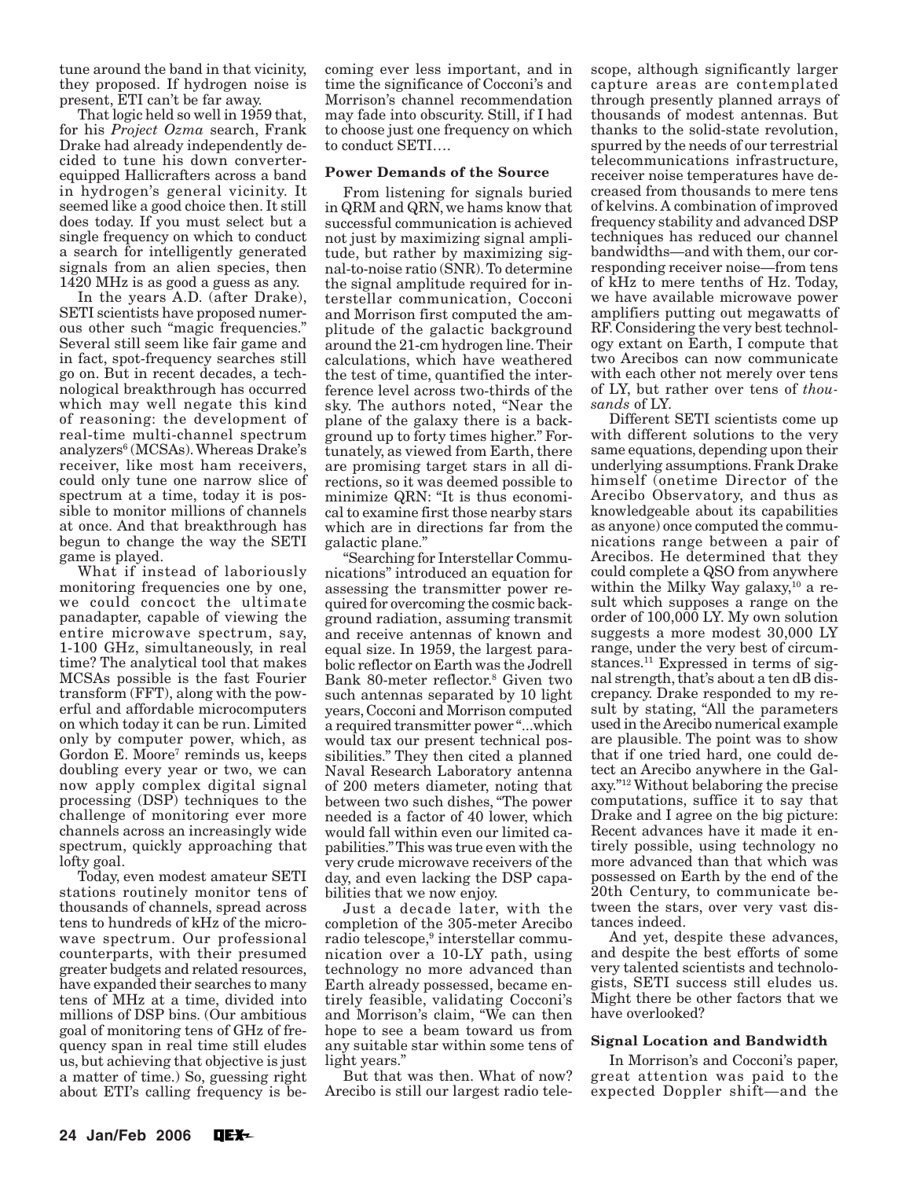tune around the band in that vicinity, they proposed. If hydrogen noise is present, ETI can't be far away.

That logic held so well in 1959 that, for his *Project Ozma* search, Frank Drake had already independently decided to tune his down converter-equipped Hallicrafters across a band in hydrogen's general vicinity. It seemed like a good choice then. It still does today. If you must select but a single frequency on which to conduct a search for intelligently generated signals from an alien species, then 1420 MHz is as good a guess as any.

In the years A.D. (after Drake), SETI scientists have proposed numerous other such "magic frequencies." Several still seem like fair game and in fact, spot-frequency searches still go on. But in recent decades, a technological breakthrough has occurred which may well negate this kind of reasoning: the development of real-time multi-channel spectrum analyzers[6] (MCSAs). Whereas Drake's receiver, like most ham receivers, could only tune one narrow slice of spectrum at a time, today it is possible to monitor millions of channels at once. And that breakthrough has begun to change the way the SETI game is played.

What if instead of laboriously monitoring frequencies one by one, we could concoct the ultimate panadapter, capable of viewing the entire microwave spectrum, say, 1-100 GHz, simultaneously, in real time? The analytical tool that makes MCSAs possible is the fast Fourier transform (FFT), along with the powerful and affordable microcomputers on which today it can be run. Limited only by computer power, which, as Gordon E. Moore[7] reminds us, keeps doubling every year or two, we can now apply complex digital signal processing (DSP) techniques to the challenge of monitoring ever more channels across an increasingly wide spectrum, quickly approaching that lofty goal.

Today, even modest amateur SETI stations routinely monitor tens of thousands of channels, spread across tens to hundreds of kHz of the microwave spectrum. Our professional counterparts, with their presumed greater budgets and related resources, have expanded their searches to many tens of MHz at a time, divided into millions of DSP bins. (Our ambitious goal of monitoring tens of GHz of frequency span in real time still eludes us, but achieving that objective is just a matter of time.) So, guessing right about ETI's calling frequency is becoming ever less important, and in time the significance of Cocconi's and Morrison's channel recommendation may fade into obscurity. Still, if I had to choose just one frequency on which to conduct SETI….

### Power Demands of the Source

From listening for signals buried in QRM and QRN, we hams know that successful communication is achieved not just by maximizing signal amplitude, but rather by maximizing signal-to-noise ratio (SNR). To determine the signal amplitude required for interstellar communication, Cocconi and Morrison first computed the amplitude of the galactic background around the 21-cm hydrogen line. Their calculations, which have weathered the test of time, quantified the interference level across two-thirds of the sky. The authors noted, "Near the plane of the galaxy there is a background up to forty times higher." Fortunately, as viewed from Earth, there are promising target stars in all directions, so it was deemed possible to minimize QRN: "It is thus economical to examine first those nearby stars which are in directions far from the galactic plane."

"Searching for Interstellar Communications" introduced an equation for assessing the transmitter power required for overcoming the cosmic background radiation, assuming transmit and receive antennas of known and equal size. In 1959, the largest parabolic reflector on Earth was the Jodrell Bank 80-meter reflector.[8] Given two such antennas separated by 10 light years, Cocconi and Morrison computed a required transmitter power "...which would tax our present technical possibilities." They then cited a planned Naval Research Laboratory antenna of 200 meters diameter, noting that between two such dishes, "The power needed is a factor of 40 lower, which would fall within even our limited capabilities." This was true even with the very crude microwave receivers of the day, and even lacking the DSP capabilities that we now enjoy.

Just a decade later, with the completion of the 305-meter Arecibo radio telescope,[9] interstellar communication over a 10-LY path, using technology no more advanced than Earth already possessed, became entirely feasible, validating Cocconi's and Morrison's claim, "We can then hope to see a beam toward us from any suitable star within some tens of light years."

But that was then. What of now? Arecibo is still our largest radio telescope, although significantly larger capture areas are contemplated through presently planned arrays of thousands of modest antennas. But thanks to the solid-state revolution, spurred by the needs of our terrestrial telecommunications infrastructure, receiver noise temperatures have decreased from thousands to mere tens of kelvins. A combination of improved frequency stability and advanced DSP techniques has reduced our channel bandwidths—and with them, our corresponding receiver noise—from tens of kHz to mere tenths of Hz. Today, we have available microwave power amplifiers putting out megawatts of RF. Considering the very best technology extant on Earth, I compute that two Arecibos can now communicate with each other not merely over tens of LY, but rather over tens of *thousands* of LY.

Different SETI scientists come up with different solutions to the very same equations, depending upon their underlying assumptions. Frank Drake himself (onetime Director of the Arecibo Observatory, and thus as knowledgeable about its capabilities as anyone) once computed the communications range between a pair of Arecibos. He determined that they could complete a QSO from anywhere within the Milky Way galaxy,[10] a result which supposes a range on the order of 100,000 LY. My own solution suggests a more modest 30,000 LY range, under the very best of circumstances.[11] Expressed in terms of signal strength, that's about a ten dB discrepancy. Drake responded to my result by stating, "All the parameters used in the Arecibo numerical example are plausible. The point was to show that if one tried hard, one could detect an Arecibo anywhere in the Galaxy."[12] Without belaboring the precise computations, suffice it to say that Drake and I agree on the big picture: Recent advances have it made it entirely possible, using technology no more advanced than that which was possessed on Earth by the end of the 20th Century, to communicate between the stars, over very vast distances indeed.

And yet, despite these advances, and despite the best efforts of some very talented scientists and technologists, SETI success still eludes us. Might there be other factors that we have overlooked?

### Signal Location and Bandwidth

In Morrison's and Cocconi's paper, great attention was paid to the expected Doppler shift—and the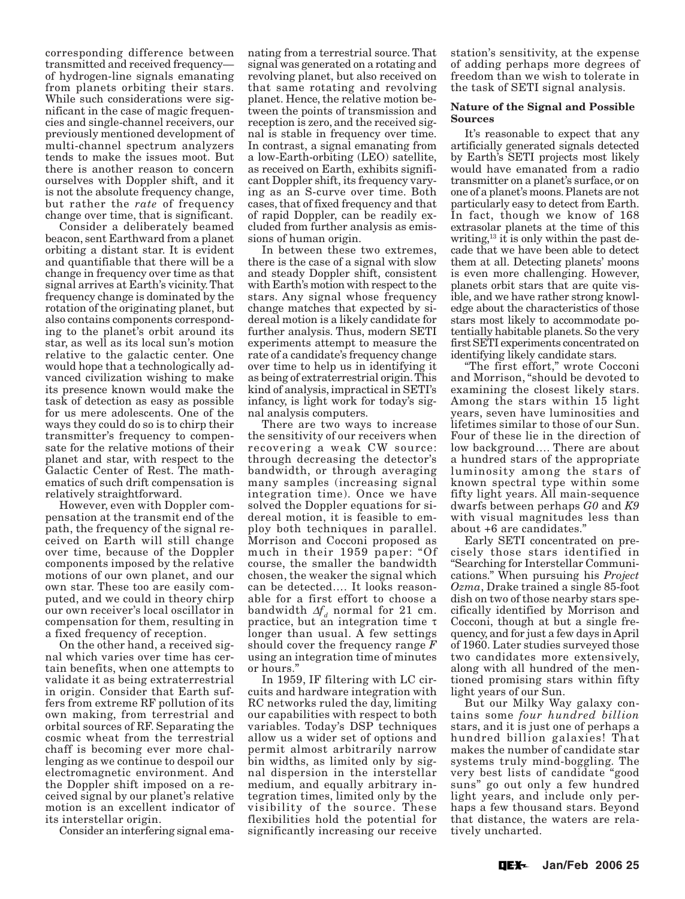corresponding difference between transmitted and received frequency—of hydrogen-line signals emanating from planets orbiting their stars. While such considerations were significant in the case of magic frequencies and single-channel receivers, our previously mentioned development of multi-channel spectrum analyzers tends to make the issues moot. But there is another reason to concern ourselves with Doppler shift, and it is not the absolute frequency change, but rather the *rate* of frequency change over time, that is significant.

Consider a deliberately beamed beacon, sent Earthward from a planet orbiting a distant star. It is evident and quantifiable that there will be a change in frequency over time as that signal arrives at Earth's vicinity. That frequency change is dominated by the rotation of the originating planet, but also contains components corresponding to the planet's orbit around its star, as well as its local sun's motion relative to the galactic center. One would hope that a technologically advanced civilization wishing to make its presence known would make the task of detection as easy as possible for us mere adolescents. One of the ways they could do so is to chirp their transmitter's frequency to compensate for the relative motions of their planet and star, with respect to the Galactic Center of Rest. The mathematics of such drift compensation is relatively straightforward.

However, even with Doppler compensation at the transmit end of the path, the frequency of the signal received on Earth will still change over time, because of the Doppler components imposed by the relative motions of our own planet, and our own star. These too are easily computed, and we could in theory chirp our own receiver's local oscillator in compensation for them, resulting in a fixed frequency of reception.

On the other hand, a received signal which varies over time has certain benefits, when one attempts to validate it as being extraterrestrial in origin. Consider that Earth suffers from extreme RF pollution of its own making, from terrestrial and orbital sources of RF. Separating the cosmic wheat from the terrestrial chaff is becoming ever more challenging as we continue to despoil our electromagnetic environment. And the Doppler shift imposed on a received signal by our planet's relative motion is an excellent indicator of its interstellar origin.

Consider an interfering signal emanating from a terrestrial source. That signal was generated on a rotating and revolving planet, but also received on that same rotating and revolving planet. Hence, the relative motion between the points of transmission and reception is zero, and the received signal is stable in frequency over time. In contrast, a signal emanating from a low-Earth-orbiting (LEO) satellite, as received on Earth, exhibits significant Doppler shift, its frequency varying as an S-curve over time. Both cases, that of fixed frequency and that of rapid Doppler, can be readily excluded from further analysis as emissions of human origin.

In between these two extremes, there is the case of a signal with slow and steady Doppler shift, consistent with Earth's motion with respect to the stars. Any signal whose frequency change matches that expected by sidereal motion is a likely candidate for further analysis. Thus, modern SETI experiments attempt to measure the rate of a candidate's frequency change over time to help us in identifying it as being of extraterrestrial origin. This kind of analysis, impractical in SETI's infancy, is light work for today's signal analysis computers.

There are two ways to increase the sensitivity of our receivers when recovering a weak CW source: through decreasing the detector's bandwidth, or through averaging many samples (increasing signal integration time). Once we have solved the Doppler equations for sidereal motion, it is feasible to employ both techniques in parallel. Morrison and Cocconi proposed as much in their 1959 paper: "Of course, the smaller the bandwidth chosen, the weaker the signal which can be detected…. It looks reasonable for a first effort to choose a bandwidth $\Delta f_d$ normal for 21 cm. practice, but an integration time $\tau$ longer than usual. A few settings should cover the frequency range $F$ using an integration time of minutes or hours."

In 1959, IF filtering with LC circuits and hardware integration with RC networks ruled the day, limiting our capabilities with respect to both variables. Today's DSP techniques allow us a wider set of options and permit almost arbitrarily narrow bin widths, as limited only by signal dispersion in the interstellar medium, and equally arbitrary integration times, limited only by the visibility of the source. These flexibilities hold the potential for significantly increasing our receive station's sensitivity, at the expense of adding perhaps more degrees of freedom than we wish to tolerate in the task of SETI signal analysis.

### Nature of the Signal and Possible Sources

It's reasonable to expect that any artificially generated signals detected by Earth's SETI projects most likely would have emanated from a radio transmitter on a planet's surface, or on one of a planet's moons. Planets are not particularly easy to detect from Earth. In fact, though we know of 168 extrasolar planets at the time of this writing,[13] it is only within the past decade that we have been able to detect them at all. Detecting planets' moons is even more challenging. However, planets orbit stars that are quite visible, and we have rather strong knowledge about the characteristics of those stars most likely to accommodate potentially habitable planets. So the very first SETI experiments concentrated on identifying likely candidate stars.

"The first effort," wrote Cocconi and Morrison, "should be devoted to examining the closest likely stars. Among the stars within 15 light years, seven have luminosities and lifetimes similar to those of our Sun. Four of these lie in the direction of low background…. There are about a hundred stars of the appropriate luminosity among the stars of known spectral type within some fifty light years. All main-sequence dwarfs between perhaps *G0* and *K9* with visual magnitudes less than about +6 are candidates."

Early SETI concentrated on precisely those stars identified in "Searching for Interstellar Communications." When pursuing his *Project Ozma*, Drake trained a single 85-foot dish on two of those nearby stars specifically identified by Morrison and Cocconi, though at but a single frequency, and for just a few days in April of 1960. Later studies surveyed those two candidates more extensively, along with all hundred of the mentioned promising stars within fifty light years of our Sun.

But our Milky Way galaxy contains some *four hundred billion* stars, and it is just one of perhaps a hundred billion galaxies! That makes the number of candidate star systems truly mind-boggling. The very best lists of candidate "good suns" go out only a few hundred light years, and include only perhaps a few thousand stars. Beyond that distance, the waters are relatively uncharted.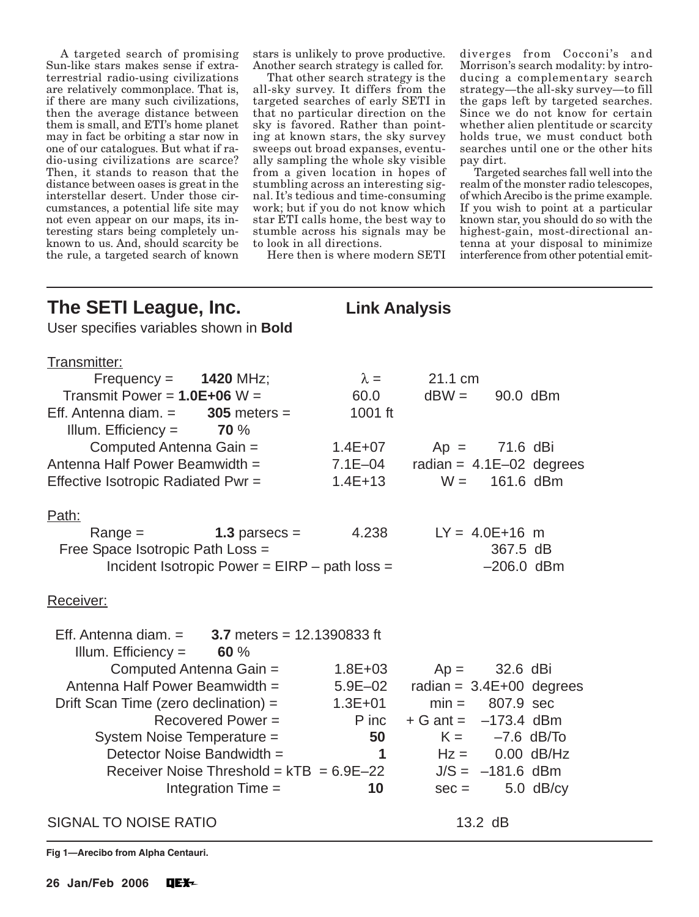A targeted search of promising Sun-like stars makes sense if extraterrestrial radio-using civilizations are relatively commonplace. That is, if there are many such civilizations, then the average distance between them is small, and ETI's home planet may in fact be orbiting a star now in one of our catalogues. But what if radio-using civilizations are scarce? Then, it stands to reason that the distance between oases is great in the interstellar desert. Under those circumstances, a potential life site may not even appear on our maps, its interesting stars being completely unknown to us. And, should scarcity be the rule, a targeted search of known stars is unlikely to prove productive. Another search strategy is called for.

That other search strategy is the all-sky survey. It differs from the targeted searches of early SETI in that no particular direction on the sky is favored. Rather than pointing at known stars, the sky survey sweeps out broad expanses, eventually sampling the whole sky visible from a given location in hopes of stumbling across an interesting signal. It's tedious and time-consuming work; but if you do not know which star ETI calls home, the best way to stumble across his signals may be to look in all directions.

Here then is where modern SETI diverges from Cocconi's and Morrison's search modality: by introducing a complementary search strategy—the all-sky survey—to fill the gaps left by targeted searches. Since we do not know for certain whether alien plentitude or scarcity holds true, we must conduct both searches until one or the other hits pay dirt.

Targeted searches fall well into the realm of the monster radio telescopes, of which Arecibo is the prime example. If you wish to point at a particular known star, you should do so with the highest-gain, most-directional antenna at your disposal to minimize interference from other potential emit-

---

**The SETI League, Inc.** **Link Analysis**

User specifies variables shown in **Bold**

Transmitter:

| | | | |
|---|---|---|---|
| Frequency = **1420** MHz; | $\lambda$ = | 21.1 cm | |
| Transmit Power = **1.0E+06** W = | 60.0 | dBW = | 90.0 dBm |
| Eff. Antenna diam. = **305** meters = | 1001 ft | | |
| Illum. Efficiency = **70** % | | | |
| Computed Antenna Gain = | 1.4E+07 | Ap = | 71.6 dBi |
| Antenna Half Power Beamwidth = | 7.1E–04 | radian = | 4.1E–02 degrees |
| Effective Isotropic Radiated Pwr = | 1.4E+13 | W = | 161.6 dBm |

Path:

| | | | |
|---|---|---|---|
| Range = **1.3** parsecs = | 4.238 | LY = | 4.0E+16 m |
| Free Space Isotropic Path Loss = | | | 367.5 dB |
| Incident Isotropic Power = EIRP – path loss = | | | –206.0 dBm |

Receiver:

| | | | |
|---|---|---|---|
| Eff. Antenna diam. = **3.7** meters = 12.1390833 ft | | | |
| Illum. Efficiency = **60** % | | | |
| Computed Antenna Gain = | 1.8E+03 | Ap = | 32.6 dBi |
| Antenna Half Power Beamwidth = | 5.9E–02 | radian = | 3.4E+00 degrees |
| Drift Scan Time (zero declination) = | 1.3E+01 | min = | 807.9 sec |
| Recovered Power = | P inc | + G ant = | –173.4 dBm |
| System Noise Temperature = | **50** | K = | –7.6 dB/To |
| Detector Noise Bandwidth = | **1** | Hz = | 0.00 dB/Hz |
| Receiver Noise Threshold = kTB = | 6.9E–22 | J/S = | –181.6 dBm |
| Integration Time = | **10** | sec = | 5.0 dB/cy |

SIGNAL TO NOISE RATIO 13.2 dB

**Fig 1—Arecibo from Alpha Centauri.**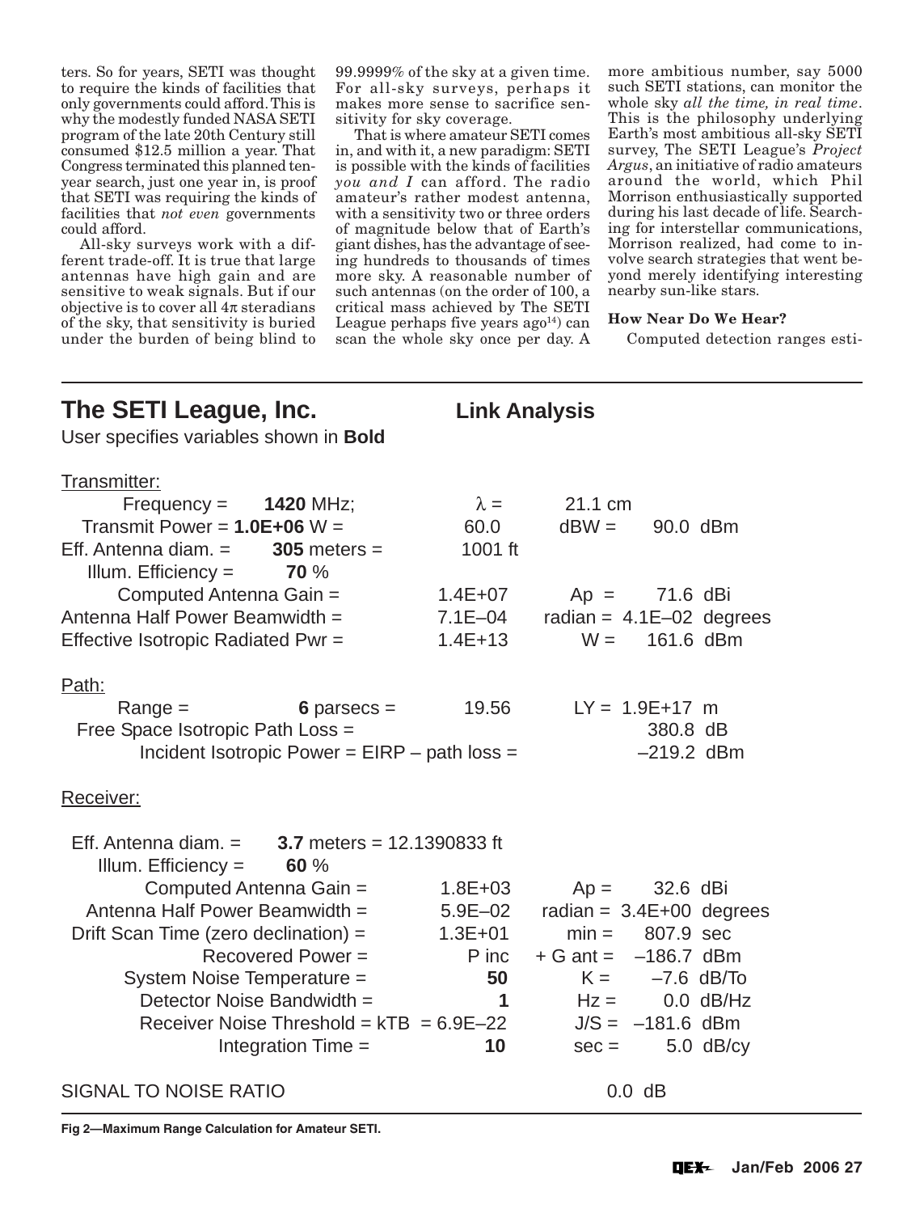ters. So for years, SETI was thought to require the kinds of facilities that only governments could afford. This is why the modestly funded NASA SETI program of the late 20th Century still consumed $12.5 million a year. That Congress terminated this planned ten-year search, just one year in, is proof that SETI was requiring the kinds of facilities that *not even* governments could afford.

All-sky surveys work with a different trade-off. It is true that large antennas have high gain and are sensitive to weak signals. But if our objective is to cover all $4\pi$ steradians of the sky, that sensitivity is buried under the burden of being blind to 99.9999% of the sky at a given time. For all-sky surveys, perhaps it makes more sense to sacrifice sensitivity for sky coverage.

That is where amateur SETI comes in, and with it, a new paradigm: SETI is possible with the kinds of facilities *you and I* can afford. The radio amateur's rather modest antenna, with a sensitivity two or three orders of magnitude below that of Earth's giant dishes, has the advantage of seeing hundreds to thousands of times more sky. A reasonable number of such antennas (on the order of 100, a critical mass achieved by The SETI League perhaps five years ago[14]) can scan the whole sky once per day. A more ambitious number, say 5000 such SETI stations, can monitor the whole sky *all the time, in real time*. This is the philosophy underlying Earth's most ambitious all-sky SETI survey, The SETI League's *Project Argus*, an initiative of radio amateurs around the world, which Phil Morrison enthusiastically supported during his last decade of life. Searching for interstellar communications, Morrison realized, had come to involve search strategies that went beyond merely identifying interesting nearby sun-like stars.

### How Near Do We Hear?

Computed detection ranges esti-

## The SETI League, Inc. — Link Analysis

User specifies variables shown in **Bold**

**Transmitter:**

| | | | |
|---|---|---|---|
| Frequency = **1420** MHz; | $\lambda$ = | 21.1 cm | |
| Transmit Power = **1.0E+06** W = | 60.0 | dBW = | 90.0 dBm |
| Eff. Antenna diam. = **305** meters = | 1001 ft | | |
| Illum. Efficiency = **70** % | | | |
| Computed Antenna Gain = | 1.4E+07 | Ap = | 71.6 dBi |
| Antenna Half Power Beamwidth = | 7.1E–04 | radian = | 4.1E–02 degrees |
| Effective Isotropic Radiated Pwr = | 1.4E+13 | W = | 161.6 dBm |

**Path:**

| | | | |
|---|---|---|---|
| Range = **6** parsecs = | 19.56 | LY = | 1.9E+17 m |
| Free Space Isotropic Path Loss = | | | 380.8 dB |
| Incident Isotropic Power = EIRP – path loss = | | | –219.2 dBm |

**Receiver:**

| | | | |
|---|---|---|---|
| Eff. Antenna diam. = **3.7** meters = 12.1390833 ft | | | |
| Illum. Efficiency = **60** % | | | |
| Computed Antenna Gain = | 1.8E+03 | Ap = | 32.6 dBi |
| Antenna Half Power Beamwidth = | 5.9E–02 | radian = | 3.4E+00 degrees |
| Drift Scan Time (zero declination) = | 1.3E+01 | min = | 807.9 sec |
| Recovered Power = | P inc | + G ant = | –186.7 dBm |
| System Noise Temperature = | **50** | K = | –7.6 dB/To |
| Detector Noise Bandwidth = | **1** | Hz = | 0.0 dB/Hz |
| Receiver Noise Threshold = kTB = 6.9E–22 | | J/S = | –181.6 dBm |
| Integration Time = | **10** | sec = | 5.0 dB/cy |
| SIGNAL TO NOISE RATIO | | | 0.0 dB |

**Fig 2—Maximum Range Calculation for Amateur SETI.**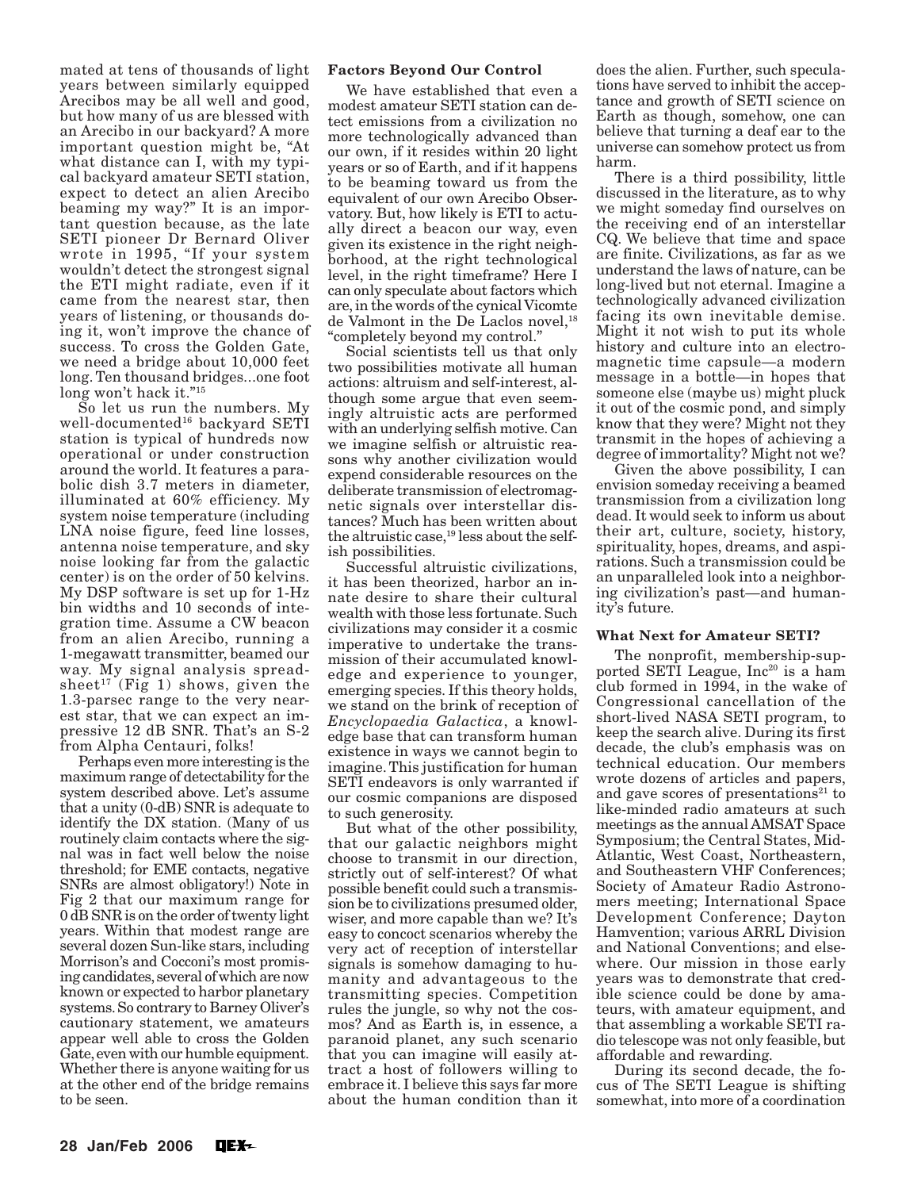mated at tens of thousands of light years between similarly equipped Arecibos may be all well and good, but how many of us are blessed with an Arecibo in our backyard? A more important question might be, "At what distance can I, with my typical backyard amateur SETI station, expect to detect an alien Arecibo beaming my way?" It is an important question because, as the late SETI pioneer Dr Bernard Oliver wrote in 1995, "If your system wouldn't detect the strongest signal the ETI might radiate, even if it came from the nearest star, then years of listening, or thousands doing it, won't improve the chance of success. To cross the Golden Gate, we need a bridge about 10,000 feet long. Ten thousand bridges...one foot long won't hack it."[15]

So let us run the numbers. My well-documented[16] backyard SETI station is typical of hundreds now operational or under construction around the world. It features a parabolic dish 3.7 meters in diameter, illuminated at 60% efficiency. My system noise temperature (including LNA noise figure, feed line losses, antenna noise temperature, and sky noise looking far from the galactic center) is on the order of 50 kelvins. My DSP software is set up for 1-Hz bin widths and 10 seconds of integration time. Assume a CW beacon from an alien Arecibo, running a 1-megawatt transmitter, beamed our way. My signal analysis spreadsheet[17] (Fig 1) shows, given the 1.3-parsec range to the very nearest star, that we can expect an impressive 12 dB SNR. That's an S-2 from Alpha Centauri, folks!

Perhaps even more interesting is the maximum range of detectability for the system described above. Let's assume that a unity (0-dB) SNR is adequate to identify the DX station. (Many of us routinely claim contacts where the signal was in fact well below the noise threshold; for EME contacts, negative SNRs are almost obligatory!) Note in Fig 2 that our maximum range for 0 dB SNR is on the order of twenty light years. Within that modest range are several dozen Sun-like stars, including Morrison's and Cocconi's most promising candidates, several of which are now known or expected to harbor planetary systems. So contrary to Barney Oliver's cautionary statement, we amateurs appear well able to cross the Golden Gate, even with our humble equipment. Whether there is anyone waiting for us at the other end of the bridge remains to be seen.

### Factors Beyond Our Control

We have established that even a modest amateur SETI station can detect emissions from a civilization no more technologically advanced than our own, if it resides within 20 light years or so of Earth, and if it happens to be beaming toward us from the equivalent of our own Arecibo Observatory. But, how likely is ETI to actually direct a beacon our way, even given its existence in the right neighborhood, at the right technological level, in the right timeframe? Here I can only speculate about factors which are, in the words of the cynical Vicomte de Valmont in the De Laclos novel,[18] "completely beyond my control."

Social scientists tell us that only two possibilities motivate all human actions: altruism and self-interest, although some argue that even seemingly altruistic acts are performed with an underlying selfish motive. Can we imagine selfish or altruistic reasons why another civilization would expend considerable resources on the deliberate transmission of electromagnetic signals over interstellar distances? Much has been written about the altruistic case,[19] less about the selfish possibilities.

Successful altruistic civilizations, it has been theorized, harbor an innate desire to share their cultural wealth with those less fortunate. Such civilizations may consider it a cosmic imperative to undertake the transmission of their accumulated knowledge and experience to younger, emerging species. If this theory holds, we stand on the brink of reception of *Encyclopaedia Galactica*, a knowledge base that can transform human existence in ways we cannot begin to imagine. This justification for human SETI endeavors is only warranted if our cosmic companions are disposed to such generosity.

But what of the other possibility, that our galactic neighbors might choose to transmit in our direction, strictly out of self-interest? Of what possible benefit could such a transmission be to civilizations presumed older, wiser, and more capable than we? It's easy to concoct scenarios whereby the very act of reception of interstellar signals is somehow damaging to humanity and advantageous to the transmitting species. Competition rules the jungle, so why not the cosmos? And as Earth is, in essence, a paranoid planet, any such scenario that you can imagine will easily attract a host of followers willing to embrace it. I believe this says far more about the human condition than it does the alien. Further, such speculations have served to inhibit the acceptance and growth of SETI science on Earth as though, somehow, one can believe that turning a deaf ear to the universe can somehow protect us from harm.

There is a third possibility, little discussed in the literature, as to why we might someday find ourselves on the receiving end of an interstellar CQ. We believe that time and space are finite. Civilizations, as far as we understand the laws of nature, can be long-lived but not eternal. Imagine a technologically advanced civilization facing its own inevitable demise. Might it not wish to put its whole history and culture into an electromagnetic time capsule—a modern message in a bottle—in hopes that someone else (maybe us) might pluck it out of the cosmic pond, and simply know that they were? Might not they transmit in the hopes of achieving a degree of immortality? Might not we?

Given the above possibility, I can envision someday receiving a beamed transmission from a civilization long dead. It would seek to inform us about their art, culture, society, history, spirituality, hopes, dreams, and aspirations. Such a transmission could be an unparalleled look into a neighboring civilization's past—and humanity's future.

### What Next for Amateur SETI?

The nonprofit, membership-supported SETI League, Inc[20] is a ham club formed in 1994, in the wake of Congressional cancellation of the short-lived NASA SETI program, to keep the search alive. During its first decade, the club's emphasis was on technical education. Our members wrote dozens of articles and papers, and gave scores of presentations[21] to like-minded radio amateurs at such meetings as the annual AMSAT Space Symposium; the Central States, Mid-Atlantic, West Coast, Northeastern, and Southeastern VHF Conferences; Society of Amateur Radio Astronomers meeting; International Space Development Conference; Dayton Hamvention; various ARRL Division and National Conventions; and elsewhere. Our mission in those early years was to demonstrate that credible science could be done by amateurs, with amateur equipment, and that assembling a workable SETI radio telescope was not only feasible, but affordable and rewarding.

During its second decade, the focus of The SETI League is shifting somewhat, into more of a coordination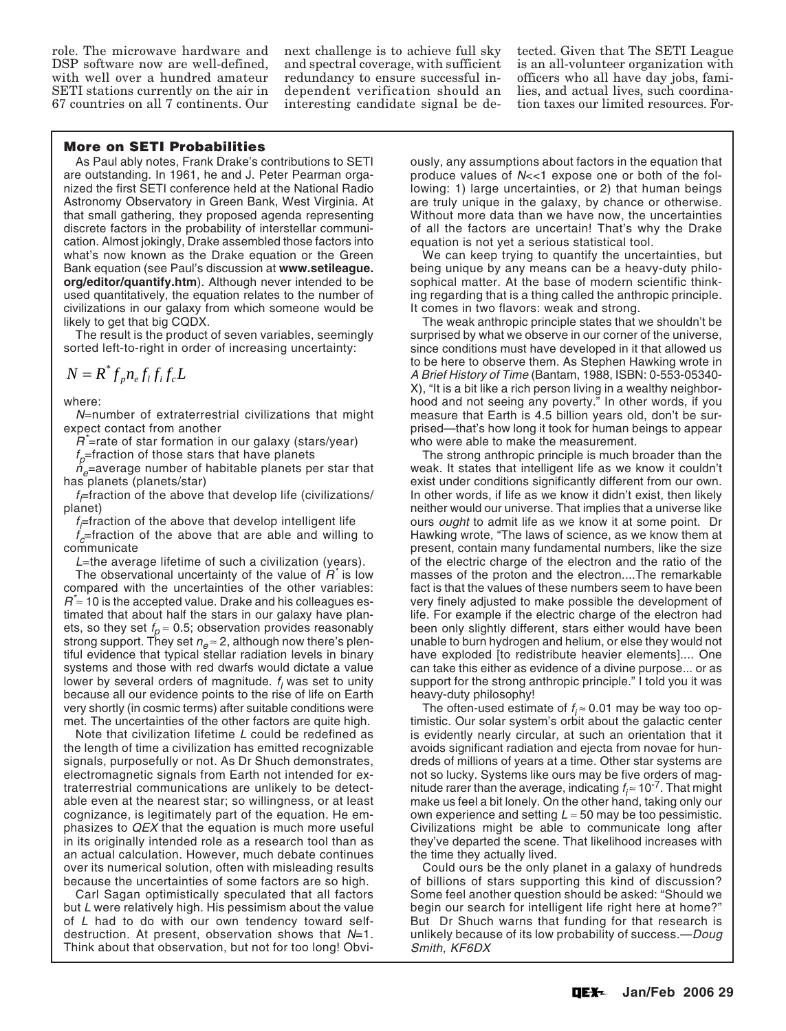role. The microwave hardware and DSP software now are well-defined, with well over a hundred amateur SETI stations currently on the air in 67 countries on all 7 continents. Our next challenge is to achieve full sky and spectral coverage, with sufficient redundancy to ensure successful independent verification should an interesting candidate signal be detected. Given that The SETI League is an all-volunteer organization with officers who all have day jobs, families, and actual lives, such coordination taxes our limited resources. For-

### More on SETI Probabilities

As Paul ably notes, Frank Drake's contributions to SETI are outstanding. In 1961, he and J. Peter Pearman organized the first SETI conference held at the National Radio Astronomy Observatory in Green Bank, West Virginia. At that small gathering, they proposed agenda representing discrete factors in the probability of interstellar communication. Almost jokingly, Drake assembled those factors into what's now known as the Drake equation or the Green Bank equation (see Paul's discussion at **www.setileague.org/editor/quantify.htm**). Although never intended to be used quantitatively, the equation relates to the number of civilizations in our galaxy from which someone would be likely to get that big CQDX.

The result is the product of seven variables, seemingly sorted left-to-right in order of increasing uncertainty:

$$N = R^* f_p n_e f_l f_i f_c L$$

where:

$N$=number of extraterrestrial civilizations that might expect contact from another

$R^*$=rate of star formation in our galaxy (stars/year)

$f_p$=fraction of those stars that have planets

$n_e$=average number of habitable planets per star that has planets (planets/star)

$f_l$=fraction of the above that develop life (civilizations/planet)

$f_i$=fraction of the above that develop intelligent life

$f_c$=fraction of the above that are able and willing to communicate

$L$=the average lifetime of such a civilization (years).

The observational uncertainty of the value of $R^*$ is low compared with the uncertainties of the other variables: $R^* \approx 10$ is the accepted value. Drake and his colleagues estimated that about half the stars in our galaxy have planets, so they set $f_p \approx 0.5$; observation provides reasonably strong support. They set $n_e \approx 2$, although now there's plentiful evidence that typical stellar radiation levels in binary systems and those with red dwarfs would dictate a value lower by several orders of magnitude. $f_l$ was set to unity because all our evidence points to the rise of life on Earth very shortly (in cosmic terms) after suitable conditions were met. The uncertainties of the other factors are quite high.

Note that civilization lifetime $L$ could be redefined as the length of time a civilization has emitted recognizable signals, purposefully or not. As Dr Shuch demonstrates, electromagnetic signals from Earth not intended for extraterrestrial communications are unlikely to be detectable even at the nearest star; so willingness, or at least cognizance, is legitimately part of the equation. He emphasizes to *QEX* that the equation is much more useful in its originally intended role as a research tool than as an actual calculation. However, much debate continues over its numerical solution, often with misleading results because the uncertainties of some factors are so high.

Carl Sagan optimistically speculated that all factors but $L$ were relatively high. His pessimism about the value of $L$ had to do with our own tendency toward self-destruction. At present, observation shows that $N$=1. Think about that observation, but not for too long! Obviously, any assumptions about factors in the equation that produce values of $N$<<1 expose one or both of the following: 1) large uncertainties, or 2) that human beings are truly unique in the galaxy, by chance or otherwise. Without more data than we have now, the uncertainties of all the factors are uncertain! That's why the Drake equation is not yet a serious statistical tool.

We can keep trying to quantify the uncertainties, but being unique by any means can be a heavy-duty philosophical matter. At the base of modern scientific thinking regarding that is a thing called the anthropic principle. It comes in two flavors: weak and strong.

The weak anthropic principle states that we shouldn't be surprised by what we observe in our corner of the universe, since conditions must have developed in it that allowed us to be here to observe them. As Stephen Hawking wrote in *A Brief History of Time* (Bantam, 1988, ISBN: 0-553-05340-X), "It is a bit like a rich person living in a wealthy neighborhood and not seeing any poverty." In other words, if you measure that Earth is 4.5 billion years old, don't be surprised—that's how long it took for human beings to appear who were able to make the measurement.

The strong anthropic principle is much broader than the weak. It states that intelligent life as we know it couldn't exist under conditions significantly different from our own. In other words, if life as we know it didn't exist, then likely neither would our universe. That implies that a universe like ours *ought* to admit life as we know it at some point. Dr Hawking wrote, "The laws of science, as we know them at present, contain many fundamental numbers, like the size of the electric charge of the electron and the ratio of the masses of the proton and the electron....The remarkable fact is that the values of these numbers seem to have been very finely adjusted to make possible the development of life. For example if the electric charge of the electron had been only slightly different, stars either would have been unable to burn hydrogen and helium, or else they would not have exploded [to redistribute heavier elements].... One can take this either as evidence of a divine purpose... or as support for the strong anthropic principle." I told you it was heavy-duty philosophy!

The often-used estimate of $f_i \approx 0.01$ may be way too optimistic. Our solar system's orbit about the galactic center is evidently nearly circular, at such an orientation that it avoids significant radiation and ejecta from novae for hundreds of millions of years at a time. Other star systems are not so lucky. Systems like ours may be five orders of magnitude rarer than the average, indicating $f_i \approx 10^{-7}$. That might make us feel a bit lonely. On the other hand, taking only our own experience and setting $L \approx 50$ may be too pessimistic. Civilizations might be able to communicate long after they've departed the scene. That likelihood increases with the time they actually lived.

Could ours be the only planet in a galaxy of hundreds of billions of stars supporting this kind of discussion? Some feel another question should be asked: "Should we begin our search for intelligent life right here at home?" But Dr Shuch warns that funding for that research is unlikely because of its low probability of success.—*Doug Smith, KF6DX*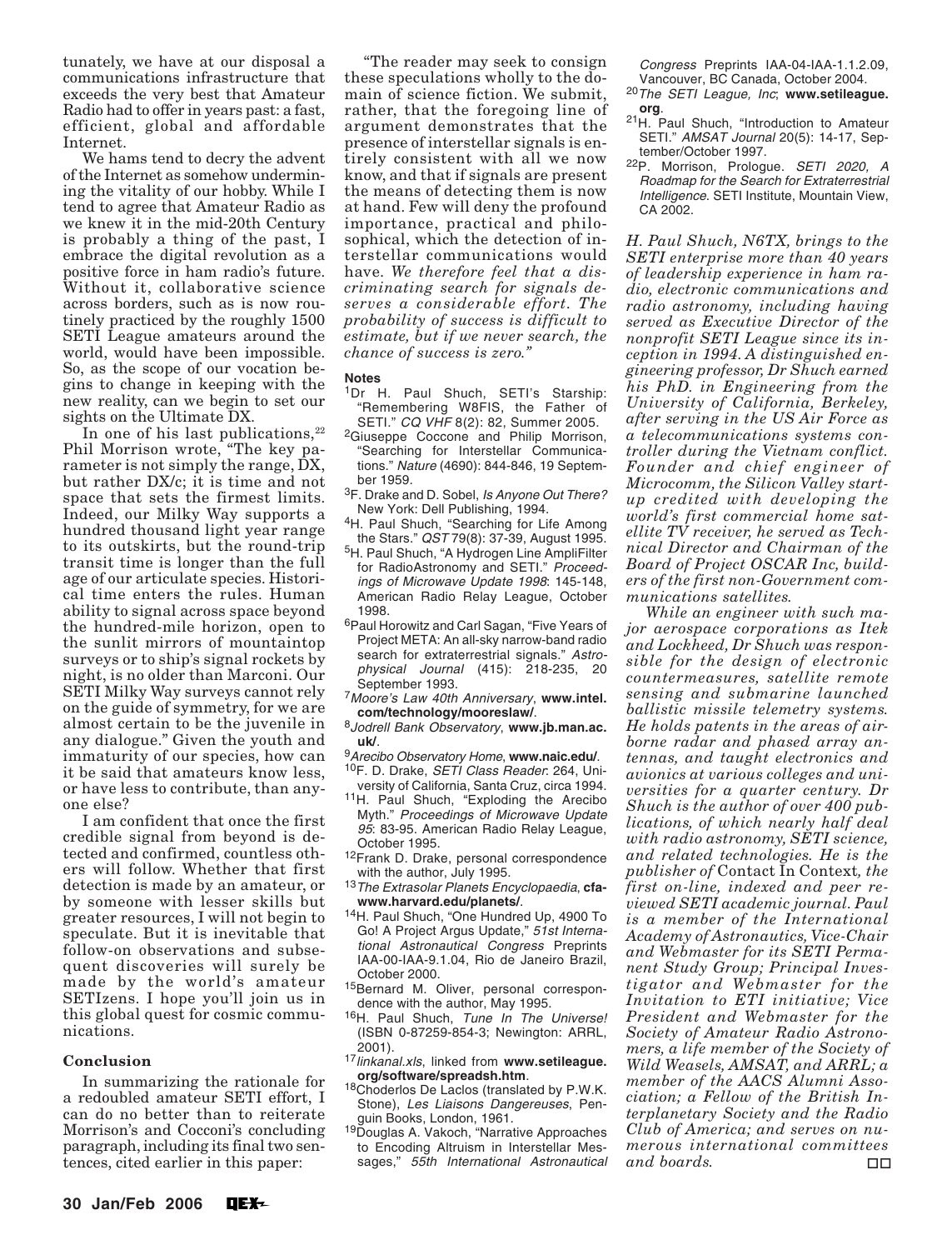tunately, we have at our disposal a communications infrastructure that exceeds the very best that Amateur Radio had to offer in years past: a fast, efficient, global and affordable Internet.

We hams tend to decry the advent of the Internet as somehow undermining the vitality of our hobby. While I tend to agree that Amateur Radio as we knew it in the mid-20th Century is probably a thing of the past, I embrace the digital revolution as a positive force in ham radio's future. Without it, collaborative science across borders, such as is now routinely practiced by the roughly 1500 SETI League amateurs around the world, would have been impossible. So, as the scope of our vocation begins to change in keeping with the new reality, can we begin to set our sights on the Ultimate DX.

In one of his last publications,[22] Phil Morrison wrote, "The key parameter is not simply the range, DX, but rather DX/c; it is time and not space that sets the firmest limits. Indeed, our Milky Way supports a hundred thousand light year range to its outskirts, but the round-trip transit time is longer than the full age of our articulate species. Historical time enters the rules. Human ability to signal across space beyond the hundred-mile horizon, open to the sunlit mirrors of mountaintop surveys or to ship's signal rockets by night, is no older than Marconi. Our SETI Milky Way surveys cannot rely on the guide of symmetry, for we are almost certain to be the juvenile in any dialogue." Given the youth and immaturity of our species, how can it be said that amateurs know less, or have less to contribute, than anyone else?

I am confident that once the first credible signal from beyond is detected and confirmed, countless others will follow. Whether that first detection is made by an amateur, or by someone with lesser skills but greater resources, I will not begin to speculate. But it is inevitable that follow-on observations and subsequent discoveries will surely be made by the world's amateur SETIzens. I hope you'll join us in this global quest for cosmic communications.

### Conclusion

In summarizing the rationale for a redoubled amateur SETI effort, I can do no better than to reiterate Morrison's and Cocconi's concluding paragraph, including its final two sentences, cited earlier in this paper:

"The reader may seek to consign these speculations wholly to the domain of science fiction. We submit, rather, that the foregoing line of argument demonstrates that the presence of interstellar signals is entirely consistent with all we now know, and that if signals are present the means of detecting them is now at hand. Few will deny the profound importance, practical and philosophical, which the detection of interstellar communications would have. *We therefore feel that a discriminating search for signals deserves a considerable effort. The probability of success is difficult to estimate, but if we never search, the chance of success is zero.*"

#### Notes

[1] Dr H. Paul Shuch, SETI's Starship: "Remembering W8FIS, the Father of SETI." *CQ VHF* 8(2): 82, Summer 2005.

[2] Giuseppe Coccone and Philip Morrison, "Searching for Interstellar Communications." *Nature* (4690): 844-846, 19 September 1959.

[3] F. Drake and D. Sobel, *Is Anyone Out There?* New York: Dell Publishing, 1994.

[4] H. Paul Shuch, "Searching for Life Among the Stars." *QST* 79(8): 37-39, August 1995.

[5] H. Paul Shuch, "A Hydrogen Line AmpliFilter for RadioAstronomy and SETI." *Proceedings of Microwave Update 1998*: 145-148, American Radio Relay League, October 1998.

[6] Paul Horowitz and Carl Sagan, "Five Years of Project META: An all-sky narrow-band radio search for extraterrestrial signals." *Astrophysical Journal* (415): 218-235, 20 September 1993.

[7] *Moore's Law 40th Anniversary*, **www.intel.com/technology/mooreslaw/**.

[8] *Jodrell Bank Observatory*, **www.jb.man.ac.uk/**.

[9] *Arecibo Observatory Home*, **www.naic.edu/**.

[10] F. D. Drake, *SETI Class Reader*: 264, University of California, Santa Cruz, circa 1994.

[11] H. Paul Shuch, "Exploding the Arecibo Myth." *Proceedings of Microwave Update 95*: 83-95. American Radio Relay League, October 1995.

[12] Frank D. Drake, personal correspondence with the author, July 1995.

[13] *The Extrasolar Planets Encyclopaedia*, **cfa-www.harvard.edu/planets/**.

[14] H. Paul Shuch, "One Hundred Up, 4900 To Go! A Project Argus Update," *51st International Astronautical Congress* Preprints IAA-00-IAA-9.1.04, Rio de Janeiro Brazil, October 2000.

[15] Bernard M. Oliver, personal correspondence with the author, May 1995.

[16] H. Paul Shuch, *Tune In The Universe!* (ISBN 0-87259-854-3; Newington: ARRL, 2001).

[17] *linkanal.xls*, linked from **www.setileague.org/software/spreadsh.htm**.

[18] Choderlos De Laclos (translated by P.W.K. Stone), *Les Liaisons Dangereuses*, Penguin Books, London, 1961.

[19] Douglas A. Vakoch, "Narrative Approaches to Encoding Altruism in Interstellar Messages," *55th International Astronautical Congress* Preprints IAA-04-IAA-1.1.2.09, Vancouver, BC Canada, October 2004.

[20] *The SETI League, Inc*; **www.setileague.org**.

[21] H. Paul Shuch, "Introduction to Amateur SETI." *AMSAT Journal* 20(5): 14-17, September/October 1997.

[22] P. Morrison, Prologue. *SETI 2020, A Roadmap for the Search for Extraterrestrial Intelligence*. SETI Institute, Mountain View, CA 2002.

*H. Paul Shuch, N6TX, brings to the SETI enterprise more than 40 years of leadership experience in ham radio, electronic communications and radio astronomy, including having served as Executive Director of the nonprofit SETI League since its inception in 1994. A distinguished engineering professor, Dr Shuch earned his PhD. in Engineering from the University of California, Berkeley, after serving in the US Air Force as a telecommunications systems controller during the Vietnam conflict. Founder and chief engineer of Microcomm, the Silicon Valley start-up credited with developing the world's first commercial home satellite TV receiver, he served as Technical Director and Chairman of the Board of Project OSCAR Inc, builders of the first non-Government communications satellites.*

*While an engineer with such major aerospace corporations as Itek and Lockheed, Dr Shuch was responsible for the design of electronic countermeasures, satellite remote sensing and submarine launched ballistic missile telemetry systems. He holds patents in the areas of airborne radar and phased array antennas, and taught electronics and avionics at various colleges and universities for a quarter century. Dr Shuch is the author of over 400 publications, of which nearly half deal with radio astronomy, SETI science, and related technologies. He is the publisher of* Contact In Context*, the first on-line, indexed and peer reviewed SETI academic journal. Paul is a member of the International Academy of Astronautics, Vice-Chair and Webmaster for its SETI Permanent Study Group; Principal Investigator and Webmaster for the Invitation to ETI initiative; Vice President and Webmaster for the Society of Amateur Radio Astronomers, a life member of the Society of Wild Weasels, AMSAT, and ARRL; a member of the AACS Alumni Association; a Fellow of the British Interplanetary Society and the Radio Club of America; and serves on numerous international committees and boards.*